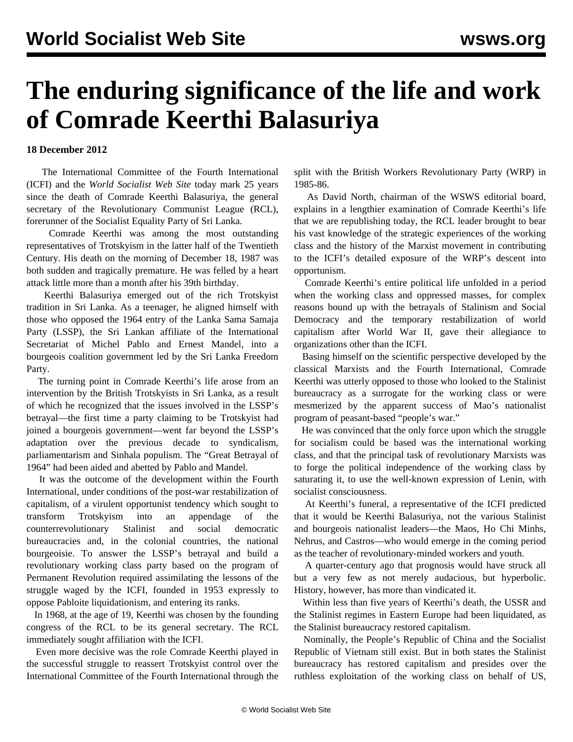# The enduring significance of the life and work of Comrade Keerthi Balasuriya

**18 December 2012**

The International Committee of the Fourth International (ICFI) and the *World Socialist Web Site* today mark 25 years since the death of Comrade Keerthi Balasuriya, the general secretary of the Revolutionary Communist League (RCL), forerunner of the Socialist Equality Party of Sri Lanka.

Comrade Keerthi was among the most outstanding representatives of Trotskyism in the latter half of the Twentieth Century. His death on the morning of December 18, 1987 was both sudden and tragically premature. He was felled by a heart attack little more than a month after his 39th birthday.

Keerthi Balasuriya emerged out of the rich Trotskyist tradition in Sri Lanka. As a teenager, he aligned himself with those who opposed the 1964 entry of the Lanka Sama Samaja Party (LSSP), the Sri Lankan affiliate of the International Secretariat of Michel Pablo and Ernest Mandel, into a bourgeois coalition government led by the Sri Lanka Freedom Party.

The turning point in Comrade Keerthi's life arose from an intervention by the British Trotskyists in Sri Lanka, as a result of which he recognized that the issues involved in the LSSP's betrayal—the first time a party claiming to be Trotskyist had joined a bourgeois government—went far beyond the LSSP's adaptation over the previous decade to syndicalism, parliamentarism and Sinhala populism. The "Great Betrayal of 1964" had been aided and abetted by Pablo and Mandel.

It was the outcome of the development within the Fourth International, under conditions of the post-war restabilization of capitalism, of a virulent opportunist tendency which sought to transform Trotskyism into an appendage of the counterrevolutionary Stalinist and social democratic bureaucracies and, in the colonial countries, the national bourgeoisie. To answer the LSSP's betrayal and build a revolutionary working class party based on the program of Permanent Revolution required assimilating the lessons of the struggle waged by the ICFI, founded in 1953 expressly to oppose Pabloite liquidationism, and entering its ranks.

In 1968, at the age of 19, Keerthi was chosen by the founding congress of the RCL to be its general secretary. The RCL immediately sought affiliation with the ICFI.

Even more decisive was the role Comrade Keerthi played in the successful struggle to reassert Trotskyist control over the International Committee of the Fourth International through the split with the British Workers Revolutionary Party (WRP) in 1985-86.

As David North, chairman of the WSWS editorial board, explains in a lengthier examination of Comrade Keerthi's life that we are republishing today, the RCL leader brought to bear his vast knowledge of the strategic experiences of the working class and the history of the Marxist movement in contributing to the ICFI's detailed exposure of the WRP's descent into opportunism.

Comrade Keerthi's entire political life unfolded in a period when the working class and oppressed masses, for complex reasons bound up with the betrayals of Stalinism and Social Democracy and the temporary restabilization of world capitalism after World War II, gave their allegiance to organizations other than the ICFI.

Basing himself on the scientific perspective developed by the classical Marxists and the Fourth International, Comrade Keerthi was utterly opposed to those who looked to the Stalinist bureaucracy as a surrogate for the working class or were mesmerized by the apparent success of Mao's nationalist program of peasant-based "people's war."

He was convinced that the only force upon which the struggle for socialism could be based was the international working class, and that the principal task of revolutionary Marxists was to forge the political independence of the working class by saturating it, to use the well-known expression of Lenin, with socialist consciousness.

At Keerthi's funeral, a representative of the ICFI predicted that it would be Keerthi Balasuriya, not the various Stalinist and bourgeois nationalist leaders—the Maos, Ho Chi Minhs, Nehrus, and Castros—who would emerge in the coming period as the teacher of revolutionary-minded workers and youth.

A quarter-century ago that prognosis would have struck all but a very few as not merely audacious, but hyperbolic. History, however, has more than vindicated it.

Within less than five years of Keerthi's death, the USSR and the Stalinist regimes in Eastern Europe had been liquidated, as the Stalinist bureaucracy restored capitalism.

Nominally, the People's Republic of China and the Socialist Republic of Vietnam still exist. But in both states the Stalinist bureaucracy has restored capitalism and presides over the ruthless exploitation of the working class on behalf of US,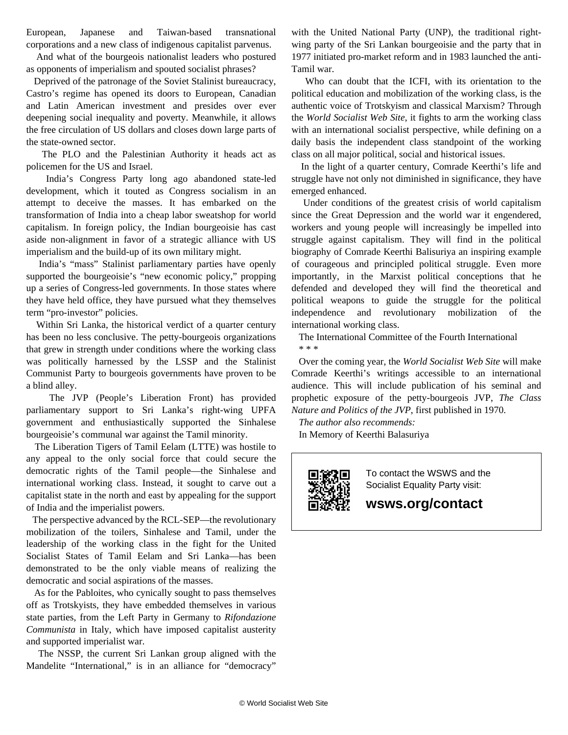European, Japanese and Taiwan-based transnational corporations and a new class of indigenous capitalist parvenus.

And what of the bourgeois nationalist leaders who postured as opponents of imperialism and spouted socialist phrases?

Deprived of the patronage of the Soviet Stalinist bureaucracy, Castro's regime has opened its doors to European, Canadian and Latin American investment and presides over ever deepening social inequality and poverty. Meanwhile, it allows the free circulation of US dollars and closes down large parts of the state-owned sector.

The PLO and the Palestinian Authority it heads act as policemen for the US and Israel.

India's Congress Party long ago abandoned state-led development, which it touted as Congress socialism in an attempt to deceive the masses. It has embarked on the transformation of India into a cheap labor sweatshop for world capitalism. In foreign policy, the Indian bourgeoisie has cast aside non-alignment in favor of a strategic alliance with US imperialism and the build-up of its own military might.

India's "mass" Stalinist parliamentary parties have openly supported the bourgeoisie's "new economic policy," propping up a series of Congress-led governments. In those states where they have held office, they have pursued what they themselves term "pro-investor" policies.

Within Sri Lanka, the historical verdict of a quarter century has been no less conclusive. The petty-bourgeois organizations that grew in strength under conditions where the working class was politically harnessed by the LSSP and the Stalinist Communist Party to bourgeois governments have proven to be a blind alley.

The JVP (People's Liberation Front) has provided parliamentary support to Sri Lanka's right-wing UPFA government and enthusiastically supported the Sinhalese bourgeoisie's communal war against the Tamil minority.

The Liberation Tigers of Tamil Eelam (LTTE) was hostile to any appeal to the only social force that could secure the democratic rights of the Tamil people—the Sinhalese and international working class. Instead, it sought to carve out a capitalist state in the north and east by appealing for the support of India and the imperialist powers.

The perspective advanced by the RCL-SEP—the revolutionary mobilization of the toilers, Sinhalese and Tamil, under the leadership of the working class in the fight for the United Socialist States of Tamil Eelam and Sri Lanka—has been demonstrated to be the only viable means of realizing the democratic and social aspirations of the masses.

As for the Pabloites, who cynically sought to pass themselves off as Trotskyists, they have embedded themselves in various state parties, from the Left Party in Germany to *Rifondazione Communista* in Italy, which have imposed capitalist austerity and supported imperialist war.

The NSSP, the current Sri Lankan group aligned with the Mandelite "International," is in an alliance for "democracy" with the United National Party (UNP), the traditional right-wing party of the Sri Lankan bourgeoisie and the party that in 1977 initiated pro-market reform and in 1983 launched the anti-Tamil war.

Who can doubt that the ICFI, with its orientation to the political education and mobilization of the working class, is the authentic voice of Trotskyism and classical Marxism? Through the *World Socialist Web Site*, it fights to arm the working class with an international socialist perspective, while defining on a daily basis the independent class standpoint of the working class on all major political, social and historical issues.

In the light of a quarter century, Comrade Keerthi's life and struggle have not only not diminished in significance, they have emerged enhanced.

Under conditions of the greatest crisis of world capitalism since the Great Depression and the world war it engendered, workers and young people will increasingly be impelled into struggle against capitalism. They will find in the political biography of Comrade Keerthi Balisuriya an inspiring example of courageous and principled political struggle. Even more importantly, in the Marxist political conceptions that he defended and developed they will find the theoretical and political weapons to guide the struggle for the political independence and revolutionary mobilization of the international working class.

The International Committee of the Fourth International

\* \* \*

Over the coming year, the *World Socialist Web Site* will make Comrade Keerthi's writings accessible to an international audience. This will include publication of his seminal and prophetic exposure of the petty-bourgeois JVP, *The Class Nature and Politics of the JVP*, first published in 1970.

*The author also recommends:*

In Memory of Keerthi Balasuriya

To contact the WSWS and the Socialist Equality Party visit:

**wsws.org/contact**